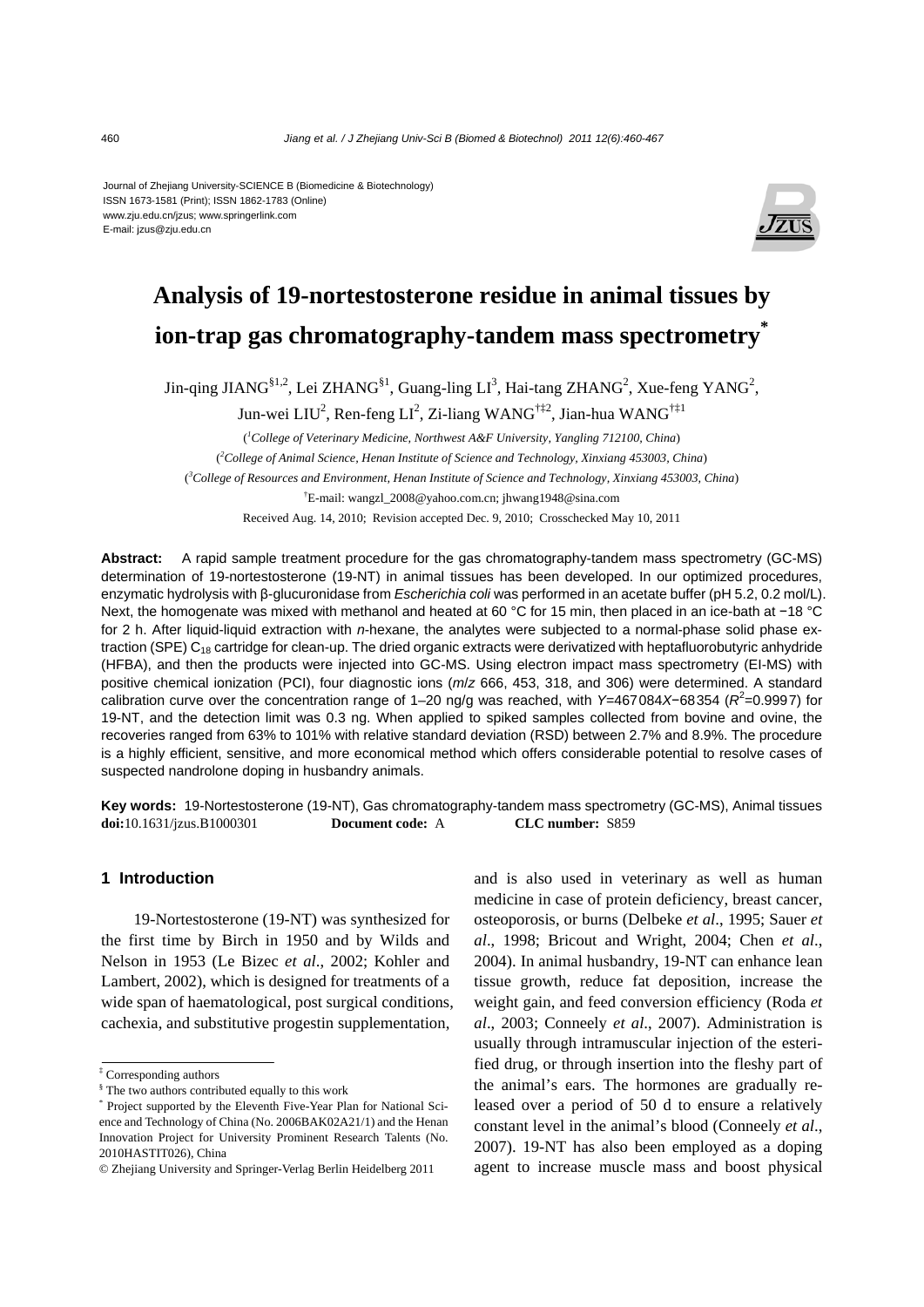Journal of Zhejiang University-SCIENCE B (Biomedicine & Biotechnology)
ISSN 1673-1581 (Print); ISSN 1862-1783 (Online)
www.zju.edu.cn/jzus; www.springerlink.com
E-mail: jzus@zju.edu.cn

# Analysis of 19-nortestosterone residue in animal tissues by ion-trap gas chromatography-tandem mass spectrometry*

Jin-qing JIANG[§1,2], Lei ZHANG[§1], Guang-ling LI[3], Hai-tang ZHANG[2], Xue-feng YANG[2], Jun-wei LIU[2], Ren-feng LI[2], Zi-liang WANG[†‡2], Jian-hua WANG[†‡1]

([1]*College of Veterinary Medicine, Northwest A&F University, Yangling 712100, China*)

([2]*College of Animal Science, Henan Institute of Science and Technology, Xinxiang 453003, China*)

([3]*College of Resources and Environment, Henan Institute of Science and Technology, Xinxiang 453003, China*)

[†]E-mail: wangzl_2008@yahoo.com.cn; jhwang1948@sina.com

Received Aug. 14, 2010; Revision accepted Dec. 9, 2010; Crosschecked May 10, 2011

**Abstract:** A rapid sample treatment procedure for the gas chromatography-tandem mass spectrometry (GC-MS) determination of 19-nortestosterone (19-NT) in animal tissues has been developed. In our optimized procedures, enzymatic hydrolysis with β-glucuronidase from *Escherichia coli* was performed in an acetate buffer (pH 5.2, 0.2 mol/L). Next, the homogenate was mixed with methanol and heated at 60 °C for 15 min, then placed in an ice-bath at −18 °C for 2 h. After liquid-liquid extraction with *n*-hexane, the analytes were subjected to a normal-phase solid phase extraction (SPE) $C_{18}$ cartridge for clean-up. The dried organic extracts were derivatized with heptafluorobutyric anhydride (HFBA), and then the products were injected into GC-MS. Using electron impact mass spectrometry (EI-MS) with positive chemical ionization (PCI), four diagnostic ions (*m*/*z* 666, 453, 318, and 306) were determined. A standard calibration curve over the concentration range of 1–20 ng/g was reached, with $Y=467084X-68354$ ($R^2=0.9997$) for 19-NT, and the detection limit was 0.3 ng. When applied to spiked samples collected from bovine and ovine, the recoveries ranged from 63% to 101% with relative standard deviation (RSD) between 2.7% and 8.9%. The procedure is a highly efficient, sensitive, and more economical method which offers considerable potential to resolve cases of suspected nandrolone doping in husbandry animals.

**Key words:** 19-Nortestosterone (19-NT), Gas chromatography-tandem mass spectrometry (GC-MS), Animal tissues
**doi:**10.1631/jzus.B1000301 **Document code:** A **CLC number:** S859

## 1 Introduction

19-Nortestosterone (19-NT) was synthesized for the first time by Birch in 1950 and by Wilds and Nelson in 1953 (Le Bizec *et al*., 2002; Kohler and Lambert, 2002), which is designed for treatments of a wide span of haematological, post surgical conditions, cachexia, and substitutive progestin supplementation, and is also used in veterinary as well as human medicine in case of protein deficiency, breast cancer, osteoporosis, or burns (Delbeke *et al*., 1995; Sauer *et al*., 1998; Bricout and Wright, 2004; Chen *et al*., 2004). In animal husbandry, 19-NT can enhance lean tissue growth, reduce fat deposition, increase the weight gain, and feed conversion efficiency (Roda *et al*., 2003; Conneely *et al*., 2007). Administration is usually through intramuscular injection of the esterified drug, or through insertion into the fleshy part of the animal's ears. The hormones are gradually released over a period of 50 d to ensure a relatively constant level in the animal's blood (Conneely *et al*., 2007). 19-NT has also been employed as a doping agent to increase muscle mass and boost physical

---

[‡] Corresponding authors

[§] The two authors contributed equally to this work

[*] Project supported by the Eleventh Five-Year Plan for National Science and Technology of China (No. 2006BAK02A21/1) and the Henan Innovation Project for University Prominent Research Talents (No. 2010HASTIT026), China

© Zhejiang University and Springer-Verlag Berlin Heidelberg 2011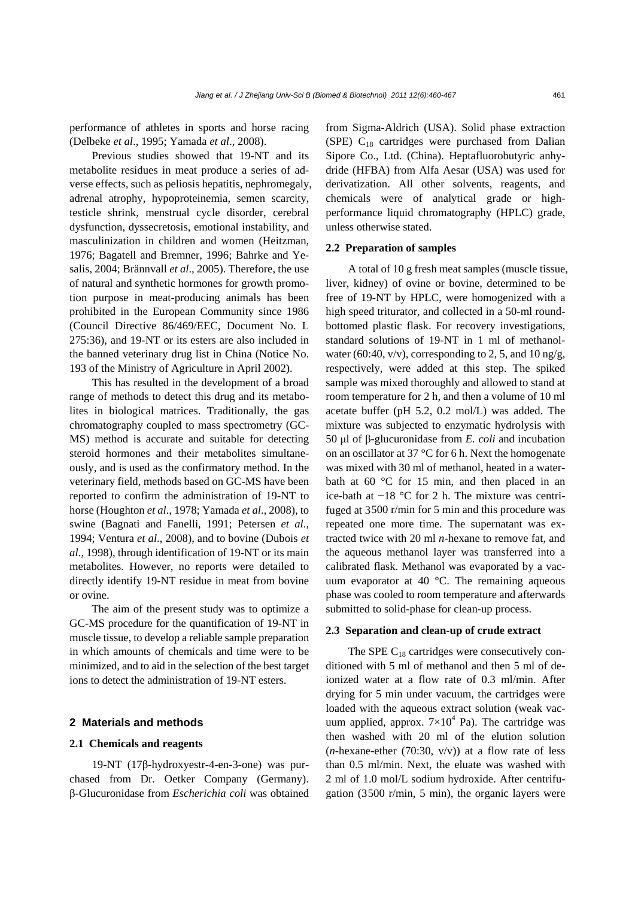performance of athletes in sports and horse racing (Delbeke *et al*., 1995; Yamada *et al*., 2008).

Previous studies showed that 19-NT and its metabolite residues in meat produce a series of adverse effects, such as peliosis hepatitis, nephromegaly, adrenal atrophy, hypoproteinemia, semen scarcity, testicle shrink, menstrual cycle disorder, cerebral dysfunction, dyssecretosis, emotional instability, and masculinization in children and women (Heitzman, 1976; Bagatell and Bremner, 1996; Bahrke and Yesalis, 2004; Brännvall *et al*., 2005). Therefore, the use of natural and synthetic hormones for growth promotion purpose in meat-producing animals has been prohibited in the European Community since 1986 (Council Directive 86/469/EEC, Document No. L 275:36), and 19-NT or its esters are also included in the banned veterinary drug list in China (Notice No. 193 of the Ministry of Agriculture in April 2002).

This has resulted in the development of a broad range of methods to detect this drug and its metabolites in biological matrices. Traditionally, the gas chromatography coupled to mass spectrometry (GC-MS) method is accurate and suitable for detecting steroid hormones and their metabolites simultaneously, and is used as the confirmatory method. In the veterinary field, methods based on GC-MS have been reported to confirm the administration of 19-NT to horse (Houghton *et al*., 1978; Yamada *et al*., 2008), to swine (Bagnati and Fanelli, 1991; Petersen *et al*., 1994; Ventura *et al*., 2008), and to bovine (Dubois *et al*., 1998), through identification of 19-NT or its main metabolites. However, no reports were detailed to directly identify 19-NT residue in meat from bovine or ovine.

The aim of the present study was to optimize a GC-MS procedure for the quantification of 19-NT in muscle tissue, to develop a reliable sample preparation in which amounts of chemicals and time were to be minimized, and to aid in the selection of the best target ions to detect the administration of 19-NT esters.

## 2 Materials and methods

### 2.1 Chemicals and reagents

19-NT (17β-hydroxyestr-4-en-3-one) was purchased from Dr. Oetker Company (Germany). β-Glucuronidase from *Escherichia coli* was obtained from Sigma-Aldrich (USA). Solid phase extraction (SPE) $C_{18}$ cartridges were purchased from Dalian Sipore Co., Ltd. (China). Heptafluorobutyric anhydride (HFBA) from Alfa Aesar (USA) was used for derivatization. All other solvents, reagents, and chemicals were of analytical grade or high-performance liquid chromatography (HPLC) grade, unless otherwise stated.

### 2.2 Preparation of samples

A total of 10 g fresh meat samples (muscle tissue, liver, kidney) of ovine or bovine, determined to be free of 19-NT by HPLC, were homogenized with a high speed triturator, and collected in a 50-ml round-bottomed plastic flask. For recovery investigations, standard solutions of 19-NT in 1 ml of methanol-water (60:40, v/v), corresponding to 2, 5, and 10 ng/g, respectively, were added at this step. The spiked sample was mixed thoroughly and allowed to stand at room temperature for 2 h, and then a volume of 10 ml acetate buffer (pH 5.2, 0.2 mol/L) was added. The mixture was subjected to enzymatic hydrolysis with 50 μl of β-glucuronidase from *E. coli* and incubation on an oscillator at 37 °C for 6 h. Next the homogenate was mixed with 30 ml of methanol, heated in a water-bath at 60 °C for 15 min, and then placed in an ice-bath at −18 °C for 2 h. The mixture was centrifuged at 3500 r/min for 5 min and this procedure was repeated one more time. The supernatant was extracted twice with 20 ml *n*-hexane to remove fat, and the aqueous methanol layer was transferred into a calibrated flask. Methanol was evaporated by a vacuum evaporator at 40 °C. The remaining aqueous phase was cooled to room temperature and afterwards submitted to solid-phase for clean-up process.

### 2.3 Separation and clean-up of crude extract

The SPE $C_{18}$ cartridges were consecutively conditioned with 5 ml of methanol and then 5 ml of deionized water at a flow rate of 0.3 ml/min. After drying for 5 min under vacuum, the cartridges were loaded with the aqueous extract solution (weak vacuum applied, approx. $7\times10^4$ Pa). The cartridge was then washed with 20 ml of the elution solution (*n*-hexane-ether (70:30, v/v)) at a flow rate of less than 0.5 ml/min. Next, the eluate was washed with 2 ml of 1.0 mol/L sodium hydroxide. After centrifugation (3500 r/min, 5 min), the organic layers were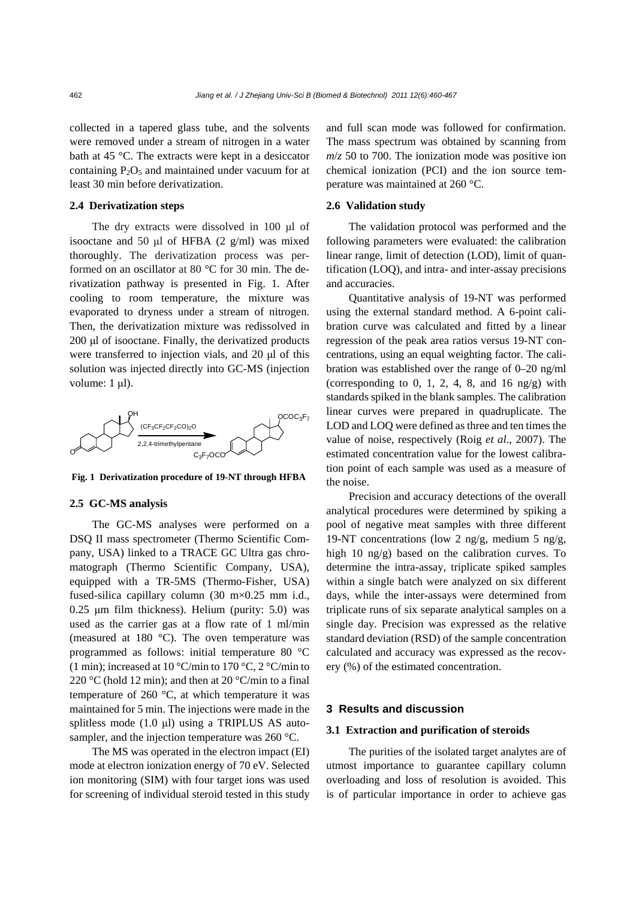collected in a tapered glass tube, and the solvents were removed under a stream of nitrogen in a water bath at 45 °C. The extracts were kept in a desiccator containing $P_2O_5$ and maintained under vacuum for at least 30 min before derivatization.

### 2.4 Derivatization steps

The dry extracts were dissolved in 100 μl of isooctane and 50 μl of HFBA (2 g/ml) was mixed thoroughly. The derivatization process was performed on an oscillator at 80 °C for 30 min. The derivatization pathway is presented in Fig. 1. After cooling to room temperature, the mixture was evaporated to dryness under a stream of nitrogen. Then, the derivatization mixture was redissolved in 200 μl of isooctane. Finally, the derivatized products were transferred to injection vials, and 20 μl of this solution was injected directly into GC-MS (injection volume: 1 μl).

$(CF_3CF_2CF_2CO)_2O$

2,2,4-trimethylpentane

**Fig. 1 Derivatization procedure of 19-NT through HFBA**

### 2.5 GC-MS analysis

The GC-MS analyses were performed on a DSQ II mass spectrometer (Thermo Scientific Company, USA) linked to a TRACE GC Ultra gas chromatograph (Thermo Scientific Company, USA), equipped with a TR-5MS (Thermo-Fisher, USA) fused-silica capillary column (30 m×0.25 mm i.d., 0.25 μm film thickness). Helium (purity: 5.0) was used as the carrier gas at a flow rate of 1 ml/min (measured at 180 °C). The oven temperature was programmed as follows: initial temperature 80 °C (1 min); increased at 10 °C/min to 170 °C, 2 °C/min to 220 °C (hold 12 min); and then at 20 °C/min to a final temperature of 260 °C, at which temperature it was maintained for 5 min. The injections were made in the splitless mode (1.0 μl) using a TRIPLUS AS autosampler, and the injection temperature was 260 °C.

The MS was operated in the electron impact (EI) mode at electron ionization energy of 70 eV. Selected ion monitoring (SIM) with four target ions was used for screening of individual steroid tested in this study and full scan mode was followed for confirmation. The mass spectrum was obtained by scanning from *m*/*z* 50 to 700. The ionization mode was positive ion chemical ionization (PCI) and the ion source temperature was maintained at 260 °C.

### 2.6 Validation study

The validation protocol was performed and the following parameters were evaluated: the calibration linear range, limit of detection (LOD), limit of quantification (LOQ), and intra- and inter-assay precisions and accuracies.

Quantitative analysis of 19-NT was performed using the external standard method. A 6-point calibration curve was calculated and fitted by a linear regression of the peak area ratios versus 19-NT concentrations, using an equal weighting factor. The calibration was established over the range of 0–20 ng/ml (corresponding to 0, 1, 2, 4, 8, and 16 ng/g) with standards spiked in the blank samples. The calibration linear curves were prepared in quadruplicate. The LOD and LOQ were defined as three and ten times the value of noise, respectively (Roig *et al*., 2007). The estimated concentration value for the lowest calibration point of each sample was used as a measure of the noise.

Precision and accuracy detections of the overall analytical procedures were determined by spiking a pool of negative meat samples with three different 19-NT concentrations (low 2 ng/g, medium 5 ng/g, high 10 ng/g) based on the calibration curves. To determine the intra-assay, triplicate spiked samples within a single batch were analyzed on six different days, while the inter-assays were determined from triplicate runs of six separate analytical samples on a single day. Precision was expressed as the relative standard deviation (RSD) of the sample concentration calculated and accuracy was expressed as the recovery (%) of the estimated concentration.

## 3 Results and discussion

### 3.1 Extraction and purification of steroids

The purities of the isolated target analytes are of utmost importance to guarantee capillary column overloading and loss of resolution is avoided. This is of particular importance in order to achieve gas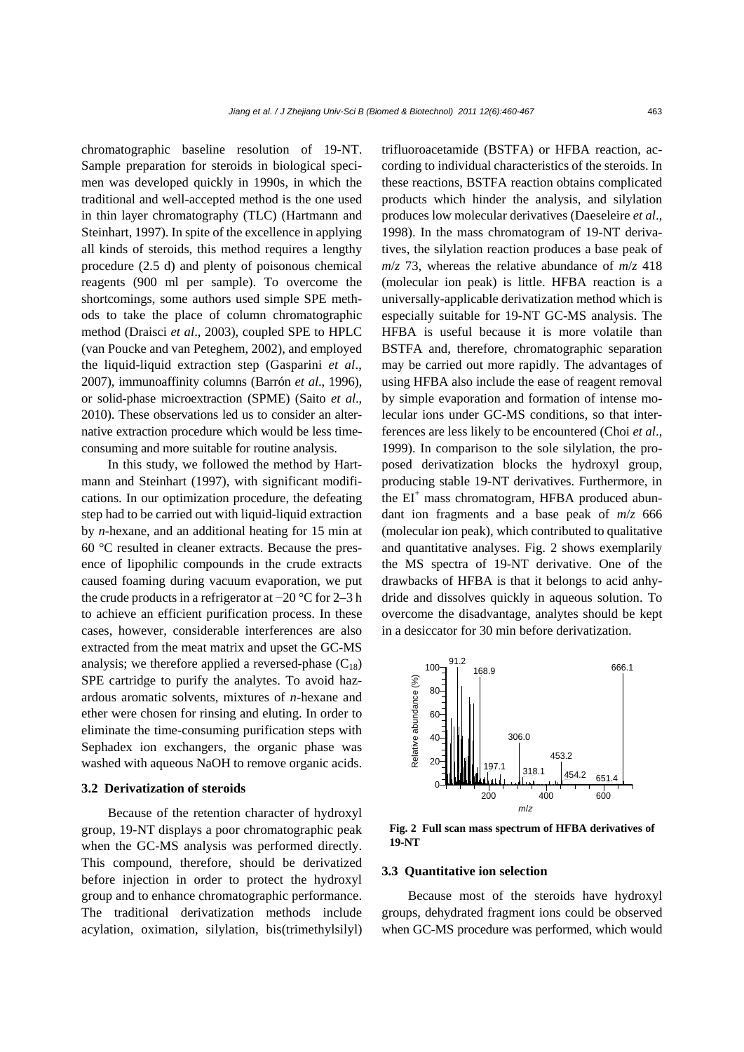chromatographic baseline resolution of 19-NT. Sample preparation for steroids in biological specimen was developed quickly in 1990s, in which the traditional and well-accepted method is the one used in thin layer chromatography (TLC) (Hartmann and Steinhart, 1997). In spite of the excellence in applying all kinds of steroids, this method requires a lengthy procedure (2.5 d) and plenty of poisonous chemical reagents (900 ml per sample). To overcome the shortcomings, some authors used simple SPE methods to take the place of column chromatographic method (Draisci *et al*., 2003), coupled SPE to HPLC (van Poucke and van Peteghem, 2002), and employed the liquid-liquid extraction step (Gasparini *et al*., 2007), immunoaffinity columns (Barrón *et al*., 1996), or solid-phase microextraction (SPME) (Saito *et al*., 2010). These observations led us to consider an alternative extraction procedure which would be less time-consuming and more suitable for routine analysis.

In this study, we followed the method by Hartmann and Steinhart (1997), with significant modifications. In our optimization procedure, the defeating step had to be carried out with liquid-liquid extraction by *n*-hexane, and an additional heating for 15 min at 60 °C resulted in cleaner extracts. Because the presence of lipophilic compounds in the crude extracts caused foaming during vacuum evaporation, we put the crude products in a refrigerator at −20 °C for 2–3 h to achieve an efficient purification process. In these cases, however, considerable interferences are also extracted from the meat matrix and upset the GC-MS analysis; we therefore applied a reversed-phase ($C_{18}$) SPE cartridge to purify the analytes. To avoid hazardous aromatic solvents, mixtures of *n*-hexane and ether were chosen for rinsing and eluting. In order to eliminate the time-consuming purification steps with Sephadex ion exchangers, the organic phase was washed with aqueous NaOH to remove organic acids.

### 3.2 Derivatization of steroids

Because of the retention character of hydroxyl group, 19-NT displays a poor chromatographic peak when the GC-MS analysis was performed directly. This compound, therefore, should be derivatized before injection in order to protect the hydroxyl group and to enhance chromatographic performance. The traditional derivatization methods include acylation, oximation, silylation, bis(trimethylsilyl) trifluoroacetamide (BSTFA) or HFBA reaction, according to individual characteristics of the steroids. In these reactions, BSTFA reaction obtains complicated products which hinder the analysis, and silylation produces low molecular derivatives (Daeseleire *et al*., 1998). In the mass chromatogram of 19-NT derivatives, the silylation reaction produces a base peak of *m*/*z* 73, whereas the relative abundance of *m*/*z* 418 (molecular ion peak) is little. HFBA reaction is a universally-applicable derivatization method which is especially suitable for 19-NT GC-MS analysis. The HFBA is useful because it is more volatile than BSTFA and, therefore, chromatographic separation may be carried out more rapidly. The advantages of using HFBA also include the ease of reagent removal by simple evaporation and formation of intense molecular ions under GC-MS conditions, so that interferences are less likely to be encountered (Choi *et al*., 1999). In comparison to the sole silylation, the proposed derivatization blocks the hydroxyl group, producing stable 19-NT derivatives. Furthermore, in the $EI^+$ mass chromatogram, HFBA produced abundant ion fragments and a base peak of *m*/*z* 666 (molecular ion peak), which contributed to qualitative and quantitative analyses. Fig. 2 shows exemplarily the MS spectra of 19-NT derivative. One of the drawbacks of HFBA is that it belongs to acid anhydride and dissolves quickly in aqueous solution. To overcome the disadvantage, analytes should be kept in a desiccator for 30 min before derivatization.

**Fig. 2 Full scan mass spectrum of HFBA derivatives of 19-NT**

### 3.3 Quantitative ion selection

Because most of the steroids have hydroxyl groups, dehydrated fragment ions could be observed when GC-MS procedure was performed, which would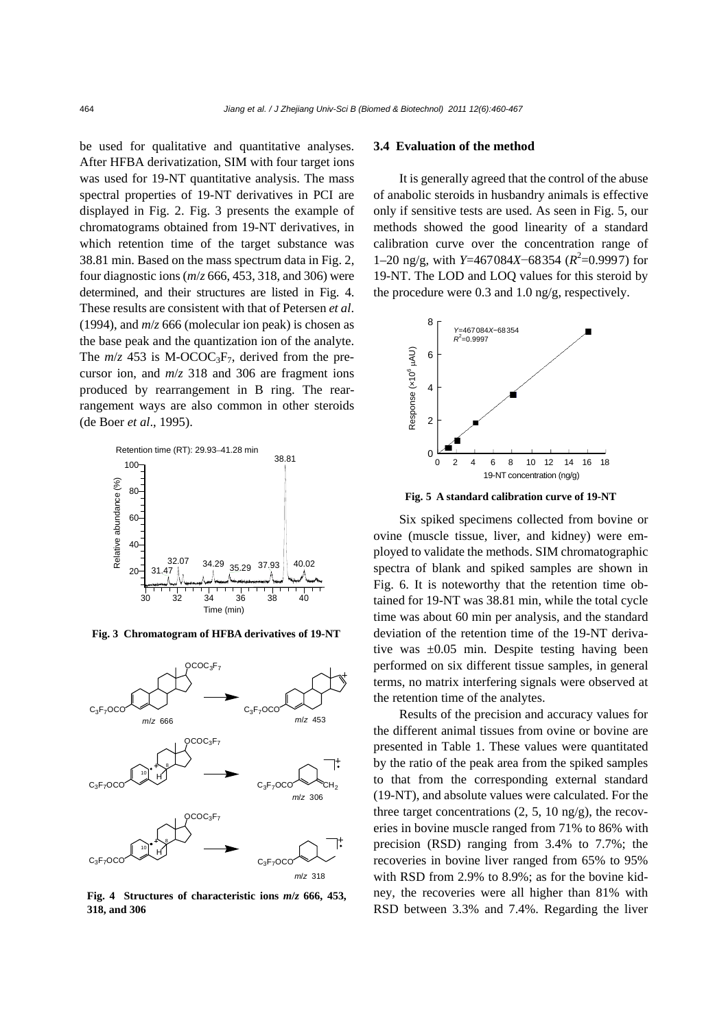be used for qualitative and quantitative analyses. After HFBA derivatization, SIM with four target ions was used for 19-NT quantitative analysis. The mass spectral properties of 19-NT derivatives in PCI are displayed in Fig. 2. Fig. 3 presents the example of chromatograms obtained from 19-NT derivatives, in which retention time of the target substance was 38.81 min. Based on the mass spectrum data in Fig. 2, four diagnostic ions (*m*/*z* 666, 453, 318, and 306) were determined, and their structures are listed in Fig. 4. These results are consistent with that of Petersen *et al*. (1994), and *m*/*z* 666 (molecular ion peak) is chosen as the base peak and the quantization ion of the analyte. The *m*/*z* 453 is M-$OCOC_3F_7$, derived from the precursor ion, and *m*/*z* 318 and 306 are fragment ions produced by rearrangement in B ring. The rearrangement ways are also common in other steroids (de Boer *et al*., 1995).

**Fig. 3 Chromatogram of HFBA derivatives of 19-NT**

**Fig. 4 Structures of characteristic ions *m*/*z* 666, 453, 318, and 306**

### 3.4 Evaluation of the method

It is generally agreed that the control of the abuse of anabolic steroids in husbandry animals is effective only if sensitive tests are used. As seen in Fig. 5, our methods showed the good linearity of a standard calibration curve over the concentration range of 1–20 ng/g, with $Y$=467084$X$−68354 ($R^2$=0.9997) for 19-NT. The LOD and LOQ values for this steroid by the procedure were 0.3 and 1.0 ng/g, respectively.

**Fig. 5 A standard calibration curve of 19-NT**

Six spiked specimens collected from bovine or ovine (muscle tissue, liver, and kidney) were employed to validate the methods. SIM chromatographic spectra of blank and spiked samples are shown in Fig. 6. It is noteworthy that the retention time obtained for 19-NT was 38.81 min, while the total cycle time was about 60 min per analysis, and the standard deviation of the retention time of the 19-NT derivative was ±0.05 min. Despite testing having been performed on six different tissue samples, in general terms, no matrix interfering signals were observed at the retention time of the analytes.

Results of the precision and accuracy values for the different animal tissues from ovine or bovine are presented in Table 1. These values were quantitated by the ratio of the peak area from the spiked samples to that from the corresponding external standard (19-NT), and absolute values were calculated. For the three target concentrations (2, 5, 10 ng/g), the recoveries in bovine muscle ranged from 71% to 86% with precision (RSD) ranging from 3.4% to 7.7%; the recoveries in bovine liver ranged from 65% to 95% with RSD from 2.9% to 8.9%; as for the bovine kidney, the recoveries were all higher than 81% with RSD between 3.3% and 7.4%. Regarding the liver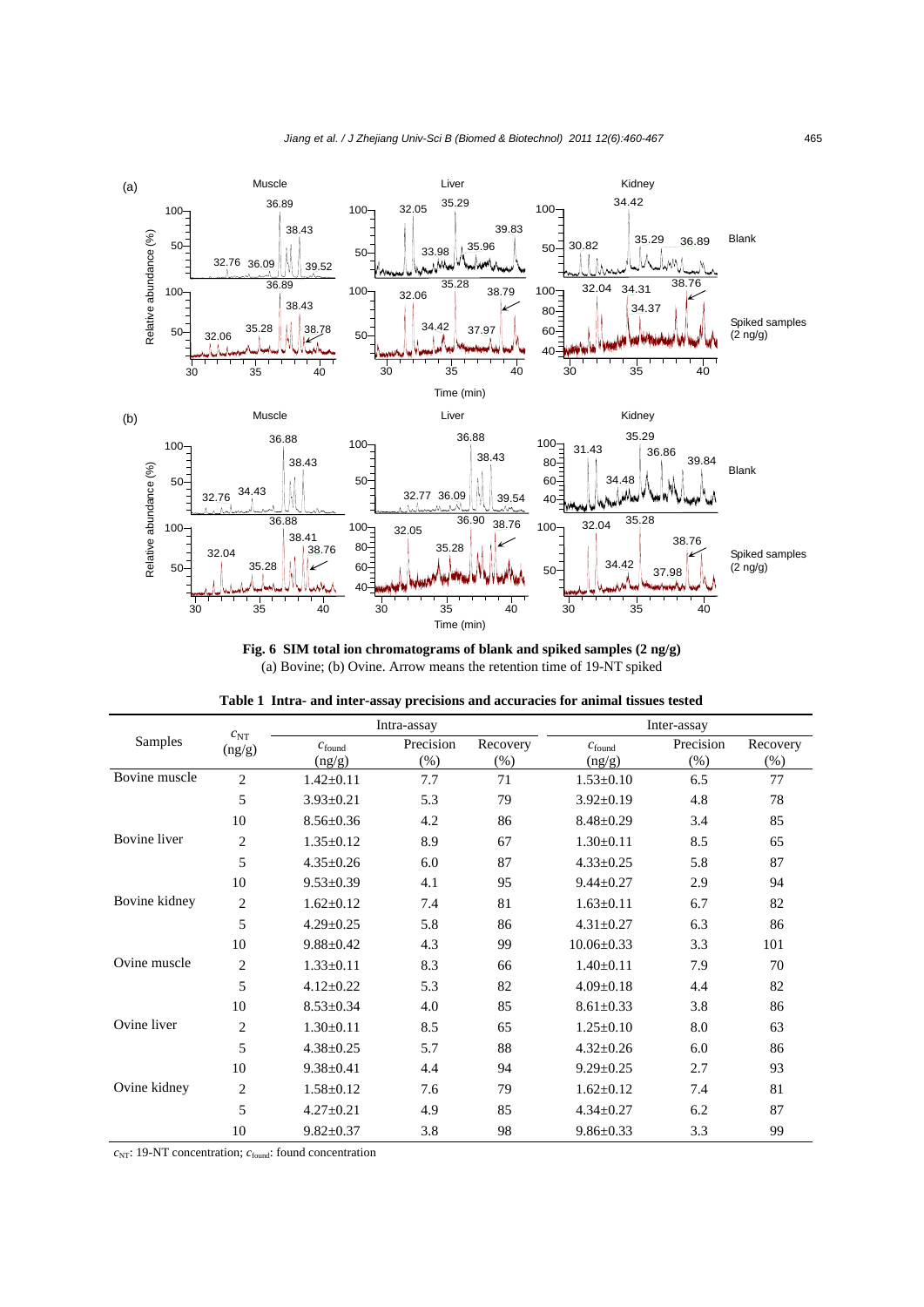Fig. 6 **SIM total ion chromatograms of blank and spiked samples (2 ng/g)**
(a) Bovine; (b) Ovine. Arrow means the retention time of 19-NT spiked

**Table 1 Intra- and inter-assay precisions and accuracies for animal tissues tested**

| Samples | $c_{NT}$ (ng/g) | Intra-assay | | | Inter-assay | | |
|---|---|---|---|---|---|---|---|
| | | $c_{found}$ (ng/g) | Precision (%) | Recovery (%) | $c_{found}$ (ng/g) | Precision (%) | Recovery (%) |
| Bovine muscle | 2 | 1.42±0.11 | 7.7 | 71 | 1.53±0.10 | 6.5 | 77 |
| | 5 | 3.93±0.21 | 5.3 | 79 | 3.92±0.19 | 4.8 | 78 |
| | 10 | 8.56±0.36 | 4.2 | 86 | 8.48±0.29 | 3.4 | 85 |
| Bovine liver | 2 | 1.35±0.12 | 8.9 | 67 | 1.30±0.11 | 8.5 | 65 |
| | 5 | 4.35±0.26 | 6.0 | 87 | 4.33±0.25 | 5.8 | 87 |
| | 10 | 9.53±0.39 | 4.1 | 95 | 9.44±0.27 | 2.9 | 94 |
| Bovine kidney | 2 | 1.62±0.12 | 7.4 | 81 | 1.63±0.11 | 6.7 | 82 |
| | 5 | 4.29±0.25 | 5.8 | 86 | 4.31±0.27 | 6.3 | 86 |
| | 10 | 9.88±0.42 | 4.3 | 99 | 10.06±0.33 | 3.3 | 101 |
| Ovine muscle | 2 | 1.33±0.11 | 8.3 | 66 | 1.40±0.11 | 7.9 | 70 |
| | 5 | 4.12±0.22 | 5.3 | 82 | 4.09±0.18 | 4.4 | 82 |
| | 10 | 8.53±0.34 | 4.0 | 85 | 8.61±0.33 | 3.8 | 86 |
| Ovine liver | 2 | 1.30±0.11 | 8.5 | 65 | 1.25±0.10 | 8.0 | 63 |
| | 5 | 4.38±0.25 | 5.7 | 88 | 4.32±0.26 | 6.0 | 86 |
| | 10 | 9.38±0.41 | 4.4 | 94 | 9.29±0.25 | 2.7 | 93 |
| Ovine kidney | 2 | 1.58±0.12 | 7.6 | 79 | 1.62±0.12 | 7.4 | 81 |
| | 5 | 4.27±0.21 | 4.9 | 85 | 4.34±0.27 | 6.2 | 87 |
| | 10 | 9.82±0.37 | 3.8 | 98 | 9.86±0.33 | 3.3 | 99 |

$c_{NT}$: 19-NT concentration; $c_{found}$: found concentration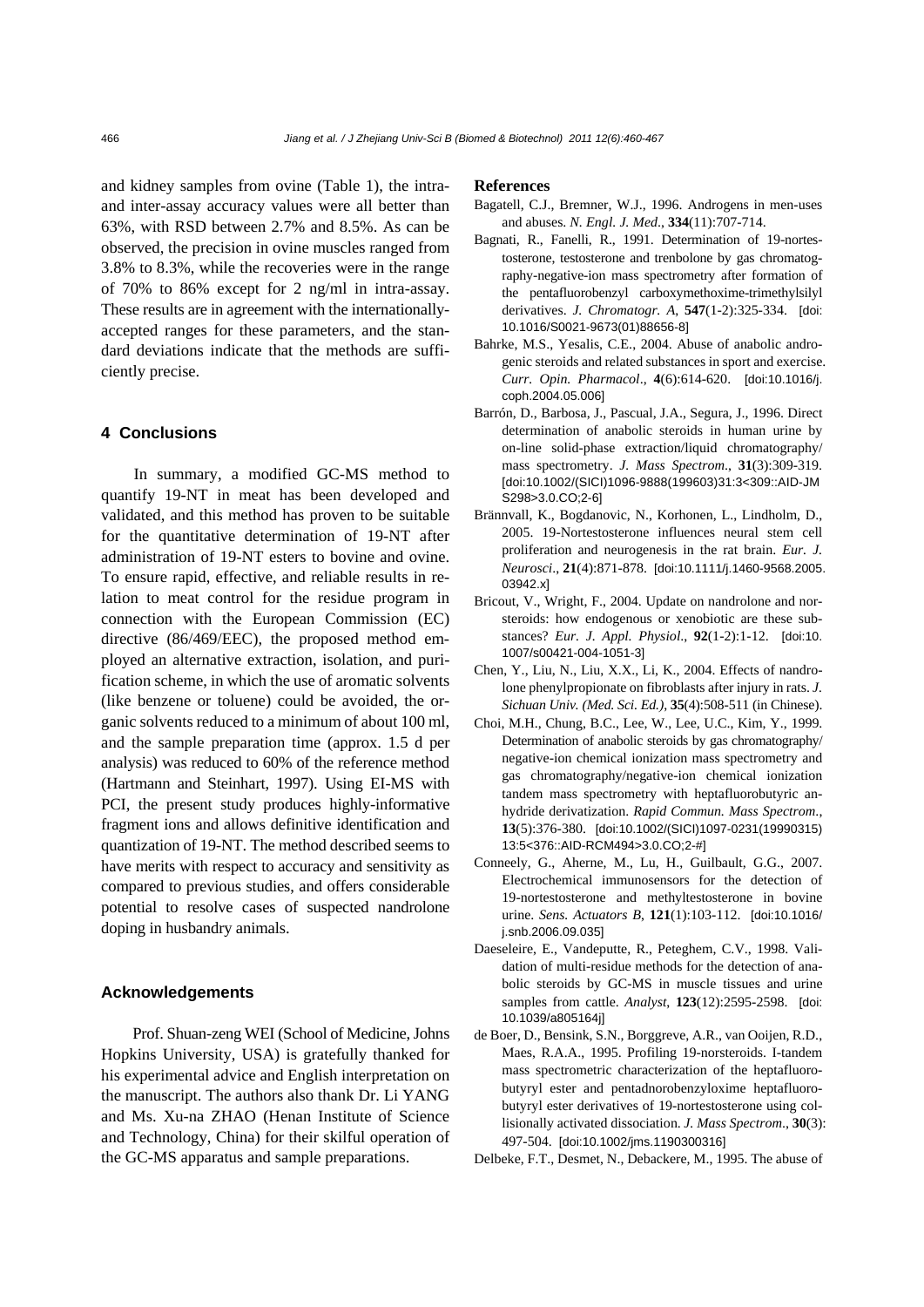and kidney samples from ovine (Table 1), the intra- and inter-assay accuracy values were all better than 63%, with RSD between 2.7% and 8.5%. As can be observed, the precision in ovine muscles ranged from 3.8% to 8.3%, while the recoveries were in the range of 70% to 86% except for 2 ng/ml in intra-assay. These results are in agreement with the internationally-accepted ranges for these parameters, and the standard deviations indicate that the methods are sufficiently precise.

## 4 Conclusions

In summary, a modified GC-MS method to quantify 19-NT in meat has been developed and validated, and this method has proven to be suitable for the quantitative determination of 19-NT after administration of 19-NT esters to bovine and ovine. To ensure rapid, effective, and reliable results in relation to meat control for the residue program in connection with the European Commission (EC) directive (86/469/EEC), the proposed method employed an alternative extraction, isolation, and purification scheme, in which the use of aromatic solvents (like benzene or toluene) could be avoided, the organic solvents reduced to a minimum of about 100 ml, and the sample preparation time (approx. 1.5 d per analysis) was reduced to 60% of the reference method (Hartmann and Steinhart, 1997). Using EI-MS with PCI, the present study produces highly-informative fragment ions and allows definitive identification and quantization of 19-NT. The method described seems to have merits with respect to accuracy and sensitivity as compared to previous studies, and offers considerable potential to resolve cases of suspected nandrolone doping in husbandry animals.

## Acknowledgements

Prof. Shuan-zeng WEI (School of Medicine, Johns Hopkins University, USA) is gratefully thanked for his experimental advice and English interpretation on the manuscript. The authors also thank Dr. Li YANG and Ms. Xu-na ZHAO (Henan Institute of Science and Technology, China) for their skilful operation of the GC-MS apparatus and sample preparations.

## References

Bagatell, C.J., Bremner, W.J., 1996. Androgens in men-uses and abuses. *N. Engl. J. Med*., **334**(11):707-714.

Bagnati, R., Fanelli, R., 1991. Determination of 19-nortestosterone, testosterone and trenbolone by gas chromatography-negative-ion mass spectrometry after formation of the pentafluorobenzyl carboxymethoxime-trimethylsilyl derivatives. *J. Chromatogr. A*, **547**(1-2):325-334. [doi:10.1016/S0021-9673(01)88656-8]

Bahrke, M.S., Yesalis, C.E., 2004. Abuse of anabolic androgenic steroids and related substances in sport and exercise. *Curr. Opin. Pharmacol*., **4**(6):614-620. [doi:10.1016/j.coph.2004.05.006]

Barrón, D., Barbosa, J., Pascual, J.A., Segura, J., 1996. Direct determination of anabolic steroids in human urine by on-line solid-phase extraction/liquid chromatography/mass spectrometry. *J. Mass Spectrom*., **31**(3):309-319. [doi:10.1002/(SICI)1096-9888(199603)31:3<309::AID-JMS298>3.0.CO;2-6]

Brännvall, K., Bogdanovic, N., Korhonen, L., Lindholm, D., 2005. 19-Nortestosterone influences neural stem cell proliferation and neurogenesis in the rat brain. *Eur. J. Neurosci*., **21**(4):871-878. [doi:10.1111/j.1460-9568.2005.03942.x]

Bricout, V., Wright, F., 2004. Update on nandrolone and norsteroids: how endogenous or xenobiotic are these substances? *Eur. J. Appl. Physiol*., **92**(1-2):1-12. [doi:10.1007/s00421-004-1051-3]

Chen, Y., Liu, N., Liu, X.X., Li, K., 2004. Effects of nandrolone phenylpropionate on fibroblasts after injury in rats. *J. Sichuan Univ. (Med. Sci. Ed.)*, **35**(4):508-511 (in Chinese).

Choi, M.H., Chung, B.C., Lee, W., Lee, U.C., Kim, Y., 1999. Determination of anabolic steroids by gas chromatography/negative-ion chemical ionization mass spectrometry and gas chromatography/negative-ion chemical ionization tandem mass spectrometry with heptafluorobutyric anhydride derivatization. *Rapid Commun. Mass Spectrom*., **13**(5):376-380. [doi:10.1002/(SICI)1097-0231(19990315)13:5<376::AID-RCM494>3.0.CO;2-#]

Conneely, G., Aherne, M., Lu, H., Guilbault, G.G., 2007. Electrochemical immunosensors for the detection of 19-nortestosterone and methyltestosterone in bovine urine. *Sens. Actuators B*, **121**(1):103-112. [doi:10.1016/j.snb.2006.09.035]

Daeseleire, E., Vandeputte, R., Peteghem, C.V., 1998. Validation of multi-residue methods for the detection of anabolic steroids by GC-MS in muscle tissues and urine samples from cattle. *Analyst*, **123**(12):2595-2598. [doi:10.1039/a805164j]

de Boer, D., Bensink, S.N., Borggreve, A.R., van Ooijen, R.D., Maes, R.A.A., 1995. Profiling 19-norsteroids. I-tandem mass spectrometric characterization of the heptafluorobutyryl ester and pentadnorobenzyloxime heptafluorobutyryl ester derivatives of 19-nortestosterone using collisionally activated dissociation. *J. Mass Spectrom*., **30**(3):497-504. [doi:10.1002/jms.1190300316]

Delbeke, F.T., Desmet, N., Debackere, M., 1995. The abuse of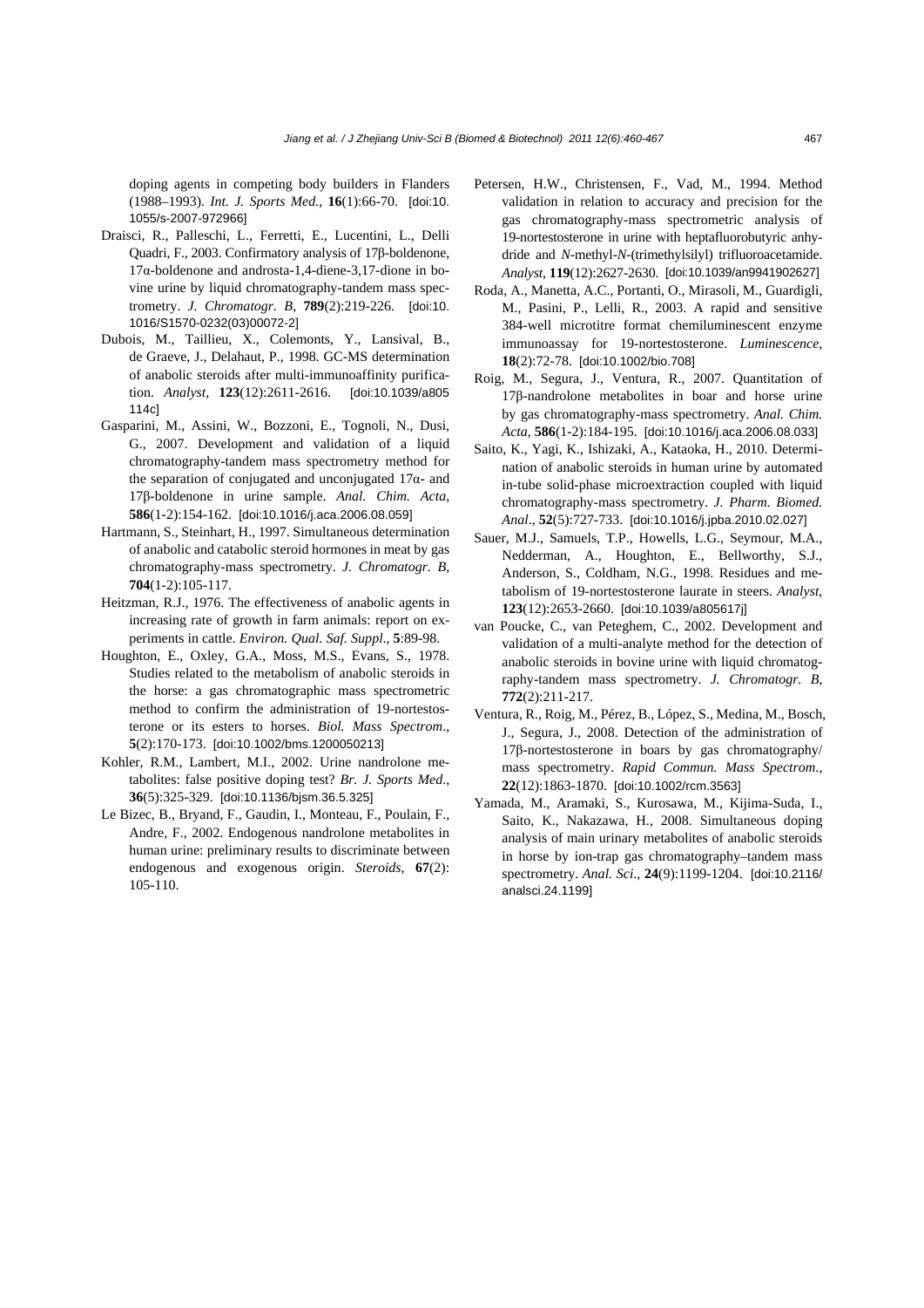doping agents in competing body builders in Flanders (1988–1993). *Int. J. Sports Med.*, **16**(1):66-70. [doi:10.1055/s-2007-972966]

Draisci, R., Palleschi, L., Ferretti, E., Lucentini, L., Delli Quadri, F., 2003. Confirmatory analysis of 17β-boldenone, 17α-boldenone and androsta-1,4-diene-3,17-dione in bovine urine by liquid chromatography-tandem mass spectrometry. *J. Chromatogr. B*, **789**(2):219-226. [doi:10.1016/S1570-0232(03)00072-2]

Dubois, M., Taillieu, X., Colemonts, Y., Lansival, B., de Graeve, J., Delahaut, P., 1998. GC-MS determination of anabolic steroids after multi-immunoaffinity purification. *Analyst*, **123**(12):2611-2616. [doi:10.1039/a805114c]

Gasparini, M., Assini, W., Bozzoni, E., Tognoli, N., Dusi, G., 2007. Development and validation of a liquid chromatography-tandem mass spectrometry method for the separation of conjugated and unconjugated 17α- and 17β-boldenone in urine sample. *Anal. Chim. Acta*, **586**(1-2):154-162. [doi:10.1016/j.aca.2006.08.059]

Hartmann, S., Steinhart, H., 1997. Simultaneous determination of anabolic and catabolic steroid hormones in meat by gas chromatography-mass spectrometry. *J. Chromatogr. B*, **704**(1-2):105-117.

Heitzman, R.J., 1976. The effectiveness of anabolic agents in increasing rate of growth in farm animals: report on experiments in cattle. *Environ. Qual. Saf. Suppl.*, **5**:89-98.

Houghton, E., Oxley, G.A., Moss, M.S., Evans, S., 1978. Studies related to the metabolism of anabolic steroids in the horse: a gas chromatographic mass spectrometric method to confirm the administration of 19-nortestosterone or its esters to horses. *Biol. Mass Spectrom.*, **5**(2):170-173. [doi:10.1002/bms.1200050213]

Kohler, R.M., Lambert, M.I., 2002. Urine nandrolone metabolites: false positive doping test? *Br. J. Sports Med.*, **36**(5):325-329. [doi:10.1136/bjsm.36.5.325]

Le Bizec, B., Bryand, F., Gaudin, I., Monteau, F., Poulain, F., Andre, F., 2002. Endogenous nandrolone metabolites in human urine: preliminary results to discriminate between endogenous and exogenous origin. *Steroids*, **67**(2):105-110.

Petersen, H.W., Christensen, F., Vad, M., 1994. Method validation in relation to accuracy and precision for the gas chromatography-mass spectrometric analysis of 19-nortestosterone in urine with heptafluorobutyric anhydride and *N*-methyl-*N*-(trimethylsilyl) trifluoroacetamide. *Analyst*, **119**(12):2627-2630. [doi:10.1039/an9941902627]

Roda, A., Manetta, A.C., Portanti, O., Mirasoli, M., Guardigli, M., Pasini, P., Lelli, R., 2003. A rapid and sensitive 384-well microtitre format chemiluminescent enzyme immunoassay for 19-nortestosterone. *Luminescence*, **18**(2):72-78. [doi:10.1002/bio.708]

Roig, M., Segura, J., Ventura, R., 2007. Quantitation of 17β-nandrolone metabolites in boar and horse urine by gas chromatography-mass spectrometry. *Anal. Chim. Acta*, **586**(1-2):184-195. [doi:10.1016/j.aca.2006.08.033]

Saito, K., Yagi, K., Ishizaki, A., Kataoka, H., 2010. Determination of anabolic steroids in human urine by automated in-tube solid-phase microextraction coupled with liquid chromatography-mass spectrometry. *J. Pharm. Biomed. Anal.*, **52**(5):727-733. [doi:10.1016/j.jpba.2010.02.027]

Sauer, M.J., Samuels, T.P., Howells, L.G., Seymour, M.A., Nedderman, A., Houghton, E., Bellworthy, S.J., Anderson, S., Coldham, N.G., 1998. Residues and metabolism of 19-nortestosterone laurate in steers. *Analyst*, **123**(12):2653-2660. [doi:10.1039/a805617j]

van Poucke, C., van Peteghem, C., 2002. Development and validation of a multi-analyte method for the detection of anabolic steroids in bovine urine with liquid chromatography-tandem mass spectrometry. *J. Chromatogr. B*, **772**(2):211-217.

Ventura, R., Roig, M., Pérez, B., López, S., Medina, M., Bosch, J., Segura, J., 2008. Detection of the administration of 17β-nortestosterone in boars by gas chromatography/mass spectrometry. *Rapid Commun. Mass Spectrom.*, **22**(12):1863-1870. [doi:10.1002/rcm.3563]

Yamada, M., Aramaki, S., Kurosawa, M., Kijima-Suda, I., Saito, K., Nakazawa, H., 2008. Simultaneous doping analysis of main urinary metabolites of anabolic steroids in horse by ion-trap gas chromatography–tandem mass spectrometry. *Anal. Sci.*, **24**(9):1199-1204. [doi:10.2116/analsci.24.1199]